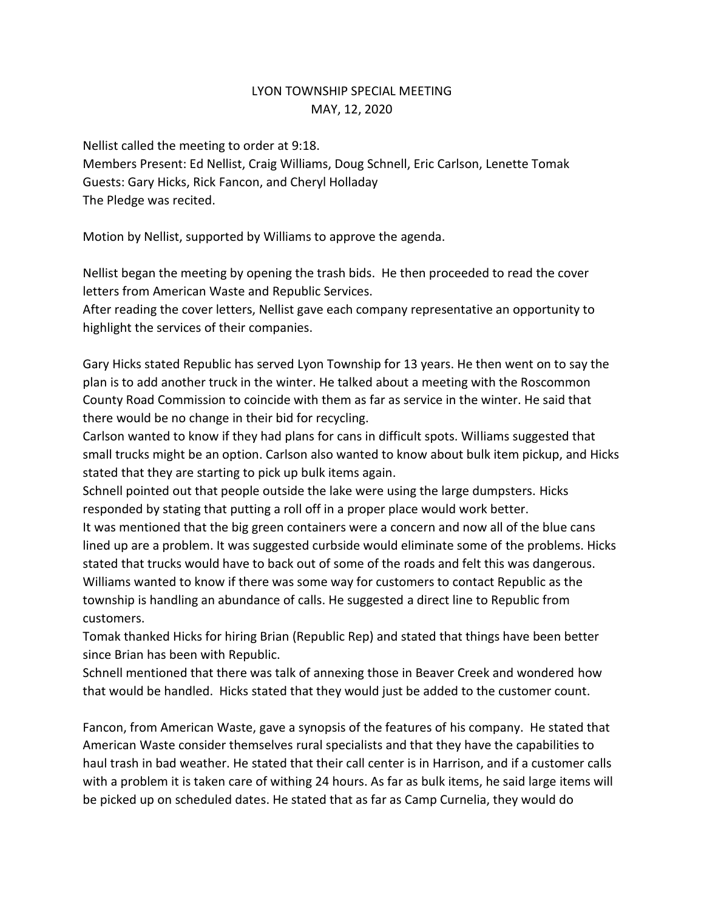# LYON TOWNSHIP SPECIAL MEETING
# MAY, 12, 2020

Nellist called the meeting to order at 9:18.
Members Present: Ed Nellist, Craig Williams, Doug Schnell, Eric Carlson, Lenette Tomak
Guests: Gary Hicks, Rick Fancon, and Cheryl Holladay
The Pledge was recited.

Motion by Nellist, supported by Williams to approve the agenda.

Nellist began the meeting by opening the trash bids. He then proceeded to read the cover letters from American Waste and Republic Services.
After reading the cover letters, Nellist gave each company representative an opportunity to highlight the services of their companies.

Gary Hicks stated Republic has served Lyon Township for 13 years. He then went on to say the plan is to add another truck in the winter. He talked about a meeting with the Roscommon County Road Commission to coincide with them as far as service in the winter. He said that there would be no change in their bid for recycling.
Carlson wanted to know if they had plans for cans in difficult spots. Williams suggested that small trucks might be an option. Carlson also wanted to know about bulk item pickup, and Hicks stated that they are starting to pick up bulk items again.
Schnell pointed out that people outside the lake were using the large dumpsters. Hicks responded by stating that putting a roll off in a proper place would work better.
It was mentioned that the big green containers were a concern and now all of the blue cans lined up are a problem. It was suggested curbside would eliminate some of the problems. Hicks stated that trucks would have to back out of some of the roads and felt this was dangerous.
Williams wanted to know if there was some way for customers to contact Republic as the township is handling an abundance of calls. He suggested a direct line to Republic from customers.
Tomak thanked Hicks for hiring Brian (Republic Rep) and stated that things have been better since Brian has been with Republic.
Schnell mentioned that there was talk of annexing those in Beaver Creek and wondered how that would be handled. Hicks stated that they would just be added to the customer count.

Fancon, from American Waste, gave a synopsis of the features of his company. He stated that American Waste consider themselves rural specialists and that they have the capabilities to haul trash in bad weather. He stated that their call center is in Harrison, and if a customer calls with a problem it is taken care of withing 24 hours. As far as bulk items, he said large items will be picked up on scheduled dates. He stated that as far as Camp Curnelia, they would do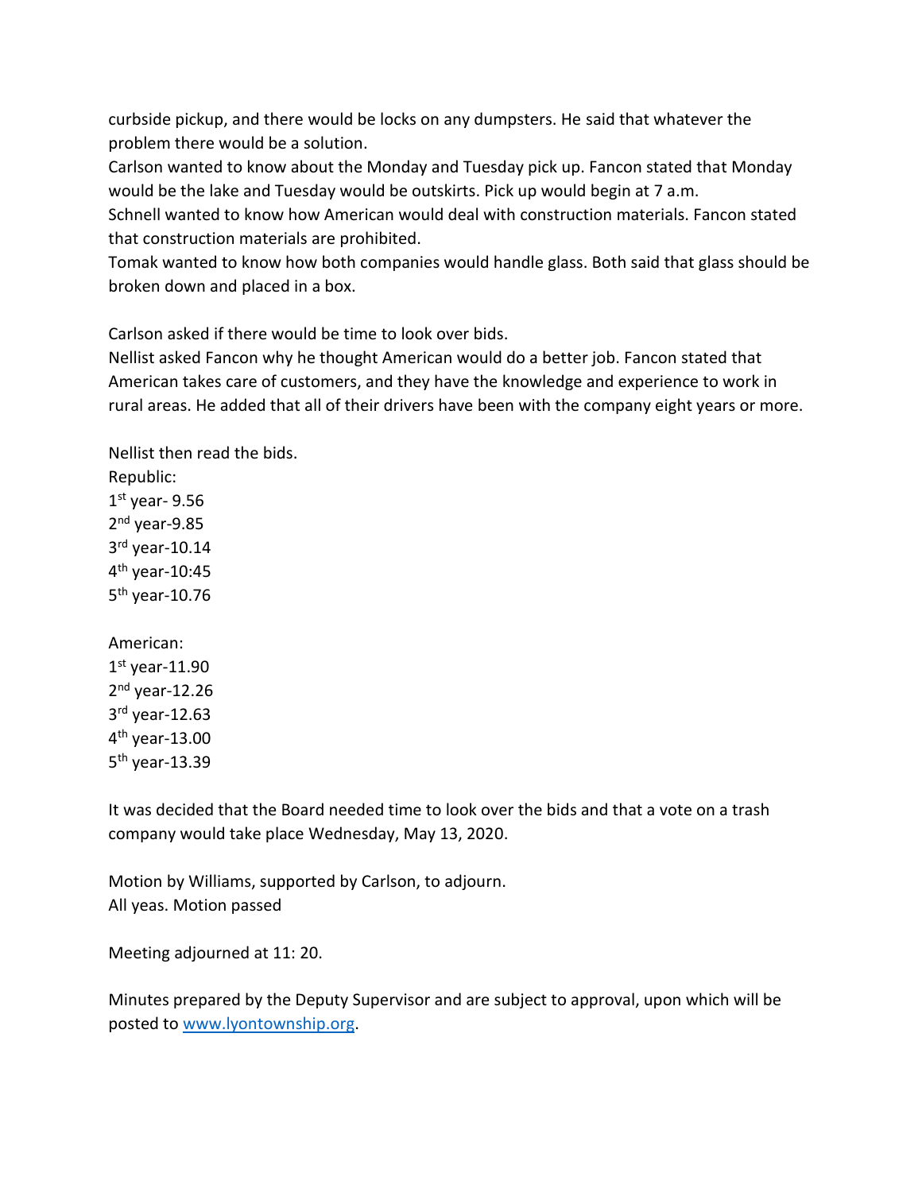curbside pickup, and there would be locks on any dumpsters. He said that whatever the problem there would be a solution.
Carlson wanted to know about the Monday and Tuesday pick up. Fancon stated that Monday would be the lake and Tuesday would be outskirts. Pick up would begin at 7 a.m.
Schnell wanted to know how American would deal with construction materials. Fancon stated that construction materials are prohibited.
Tomak wanted to know how both companies would handle glass. Both said that glass should be broken down and placed in a box.

Carlson asked if there would be time to look over bids.
Nellist asked Fancon why he thought American would do a better job. Fancon stated that American takes care of customers, and they have the knowledge and experience to work in rural areas. He added that all of their drivers have been with the company eight years or more.

Nellist then read the bids.
Republic:
1st year- 9.56
2nd year-9.85
3rd year-10.14
4th year-10:45
5th year-10.76

American:
1st year-11.90
2nd year-12.26
3rd year-12.63
4th year-13.00
5th year-13.39

It was decided that the Board needed time to look over the bids and that a vote on a trash company would take place Wednesday, May 13, 2020.

Motion by Williams, supported by Carlson, to adjourn.
All yeas. Motion passed

Meeting adjourned at 11: 20.

Minutes prepared by the Deputy Supervisor and are subject to approval, upon which will be posted to www.lyontownship.org.